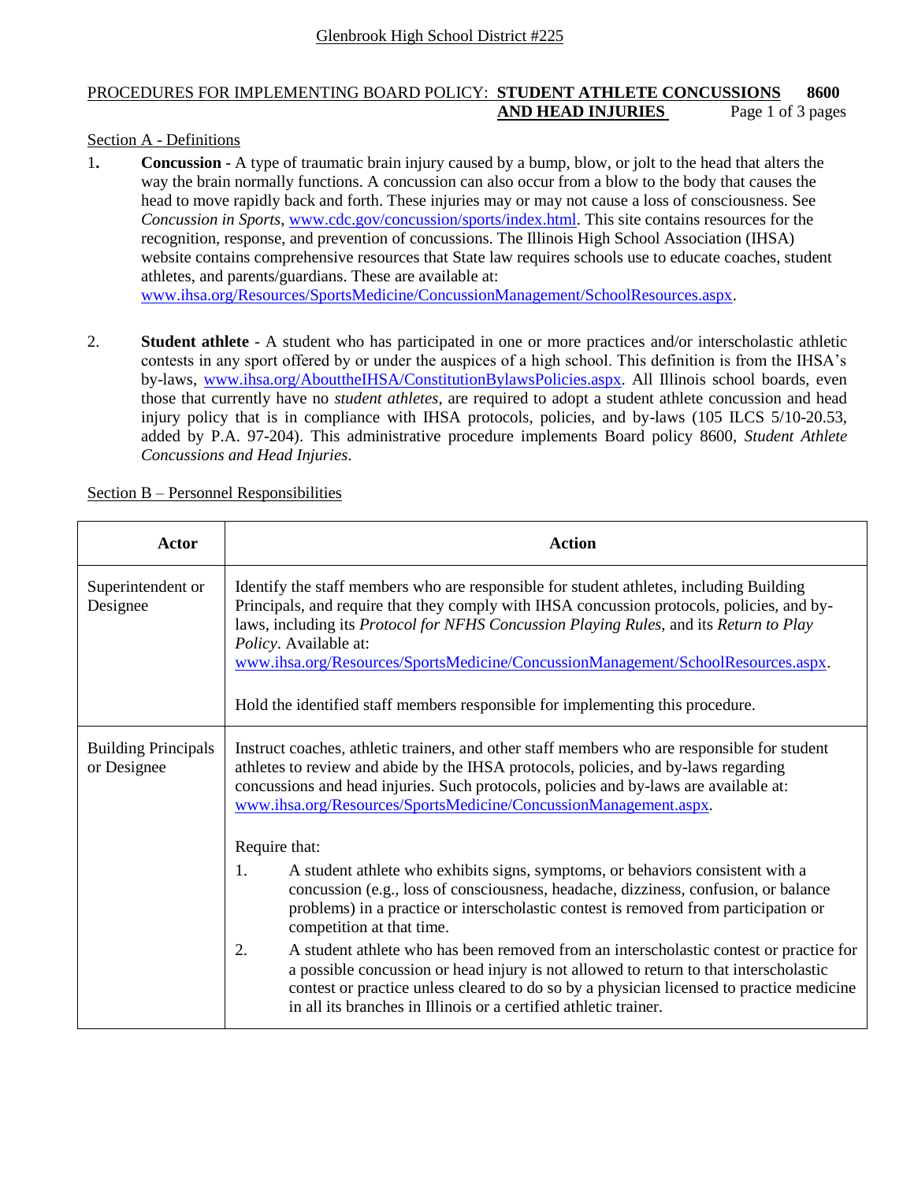Glenbrook High School District #225

PROCEDURES FOR IMPLEMENTING BOARD POLICY: **STUDENT ATHLETE CONCUSSIONS AND HEAD INJURIES** 8600

## Section A - Definitions

1. **Concussion** - A type of traumatic brain injury caused by a bump, blow, or jolt to the head that alters the way the brain normally functions. A concussion can also occur from a blow to the body that causes the head to move rapidly back and forth. These injuries may or may not cause a loss of consciousness. See *Concussion in Sports*, www.cdc.gov/concussion/sports/index.html. This site contains resources for the recognition, response, and prevention of concussions. The Illinois High School Association (IHSA) website contains comprehensive resources that State law requires schools use to educate coaches, student athletes, and parents/guardians. These are available at: www.ihsa.org/Resources/SportsMedicine/ConcussionManagement/SchoolResources.aspx.

2. **Student athlete** - A student who has participated in one or more practices and/or interscholastic athletic contests in any sport offered by or under the auspices of a high school. This definition is from the IHSA's by-laws, www.ihsa.org/AbouttheIHSA/ConstitutionBylawsPolicies.aspx. All Illinois school boards, even those that currently have no *student athletes*, are required to adopt a student athlete concussion and head injury policy that is in compliance with IHSA protocols, policies, and by-laws (105 ILCS 5/10-20.53, added by P.A. 97-204). This administrative procedure implements Board policy 8600, *Student Athlete Concussions and Head Injuries*.

## Section B – Personnel Responsibilities

| Actor | Action |
|---|---|
| Superintendent or Designee | Identify the staff members who are responsible for student athletes, including Building Principals, and require that they comply with IHSA concussion protocols, policies, and by-laws, including its *Protocol for NFHS Concussion Playing Rules,* and its *Return to Play Policy*. Available at: www.ihsa.org/Resources/SportsMedicine/ConcussionManagement/SchoolResources.aspx.<br><br>Hold the identified staff members responsible for implementing this procedure. |
| Building Principals or Designee | Instruct coaches, athletic trainers, and other staff members who are responsible for student athletes to review and abide by the IHSA protocols, policies, and by-laws regarding concussions and head injuries. Such protocols, policies and by-laws are available at: www.ihsa.org/Resources/SportsMedicine/ConcussionManagement.aspx.<br><br>Require that:<br>1. A student athlete who exhibits signs, symptoms, or behaviors consistent with a concussion (e.g., loss of consciousness, headache, dizziness, confusion, or balance problems) in a practice or interscholastic contest is removed from participation or competition at that time.<br>2. A student athlete who has been removed from an interscholastic contest or practice for a possible concussion or head injury is not allowed to return to that interscholastic contest or practice unless cleared to do so by a physician licensed to practice medicine in all its branches in Illinois or a certified athletic trainer. |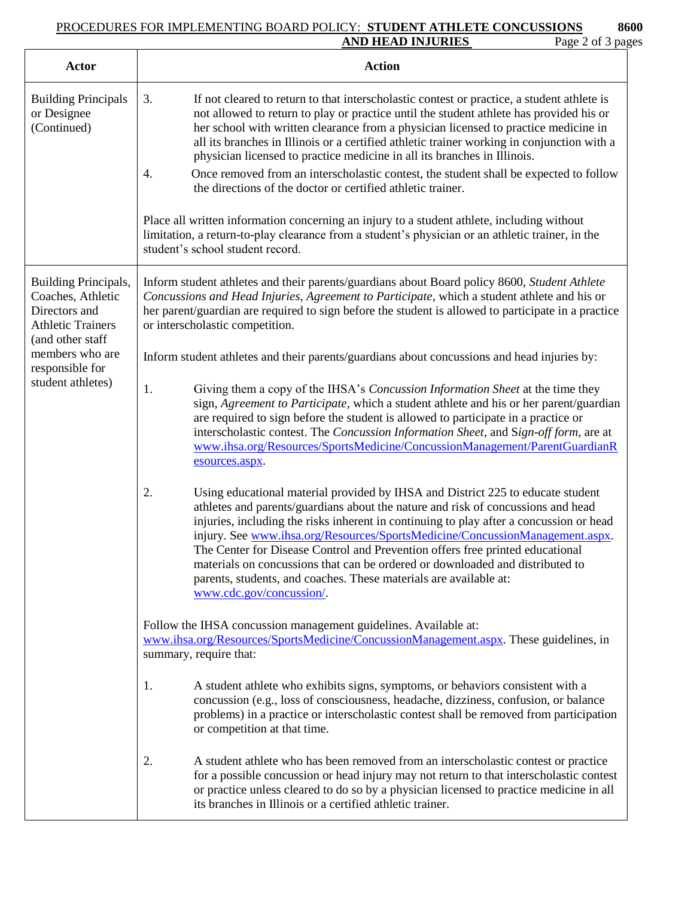| Actor | Action |
| --- | --- |
| Building Principals or Designee (Continued) | 3. If not cleared to return to that interscholastic contest or practice, a student athlete is not allowed to return to play or practice until the student athlete has provided his or her school with written clearance from a physician licensed to practice medicine in all its branches in Illinois or a certified athletic trainer working in conjunction with a physician licensed to practice medicine in all its branches in Illinois.<br><br>4. Once removed from an interscholastic contest, the student shall be expected to follow the directions of the doctor or certified athletic trainer.<br><br>Place all written information concerning an injury to a student athlete, including without limitation, a return-to-play clearance from a student's physician or an athletic trainer, in the student's school student record. |
| Building Principals, Coaches, Athletic Directors and Athletic Trainers (and other staff members who are responsible for student athletes) | Inform student athletes and their parents/guardians about Board policy 8600, *Student Athlete Concussions and Head Injuries*, *Agreement to Participate*, which a student athlete and his or her parent/guardian are required to sign before the student is allowed to participate in a practice or interscholastic competition.<br><br>Inform student athletes and their parents/guardians about concussions and head injuries by:<br><br>1. Giving them a copy of the IHSA's *Concussion Information Sheet* at the time they sign, *Agreement to Participate*, which a student athlete and his or her parent/guardian are required to sign before the student is allowed to participate in a practice or interscholastic contest. The *Concussion Information Sheet*, and S*ign-off form*, are at www.ihsa.org/Resources/SportsMedicine/ConcussionManagement/ParentGuardianResources.aspx.<br><br>2. Using educational material provided by IHSA and District 225 to educate student athletes and parents/guardians about the nature and risk of concussions and head injuries, including the risks inherent in continuing to play after a concussion or head injury. See www.ihsa.org/Resources/SportsMedicine/ConcussionManagement.aspx. The Center for Disease Control and Prevention offers free printed educational materials on concussions that can be ordered or downloaded and distributed to parents, students, and coaches. These materials are available at: www.cdc.gov/concussion/.<br><br>Follow the IHSA concussion management guidelines. Available at: www.ihsa.org/Resources/SportsMedicine/ConcussionManagement.aspx. These guidelines, in summary, require that:<br><br>1. A student athlete who exhibits signs, symptoms, or behaviors consistent with a concussion (e.g., loss of consciousness, headache, dizziness, confusion, or balance problems) in a practice or interscholastic contest shall be removed from participation or competition at that time.<br><br>2. A student athlete who has been removed from an interscholastic contest or practice for a possible concussion or head injury may not return to that interscholastic contest or practice unless cleared to do so by a physician licensed to practice medicine in all its branches in Illinois or a certified athletic trainer. |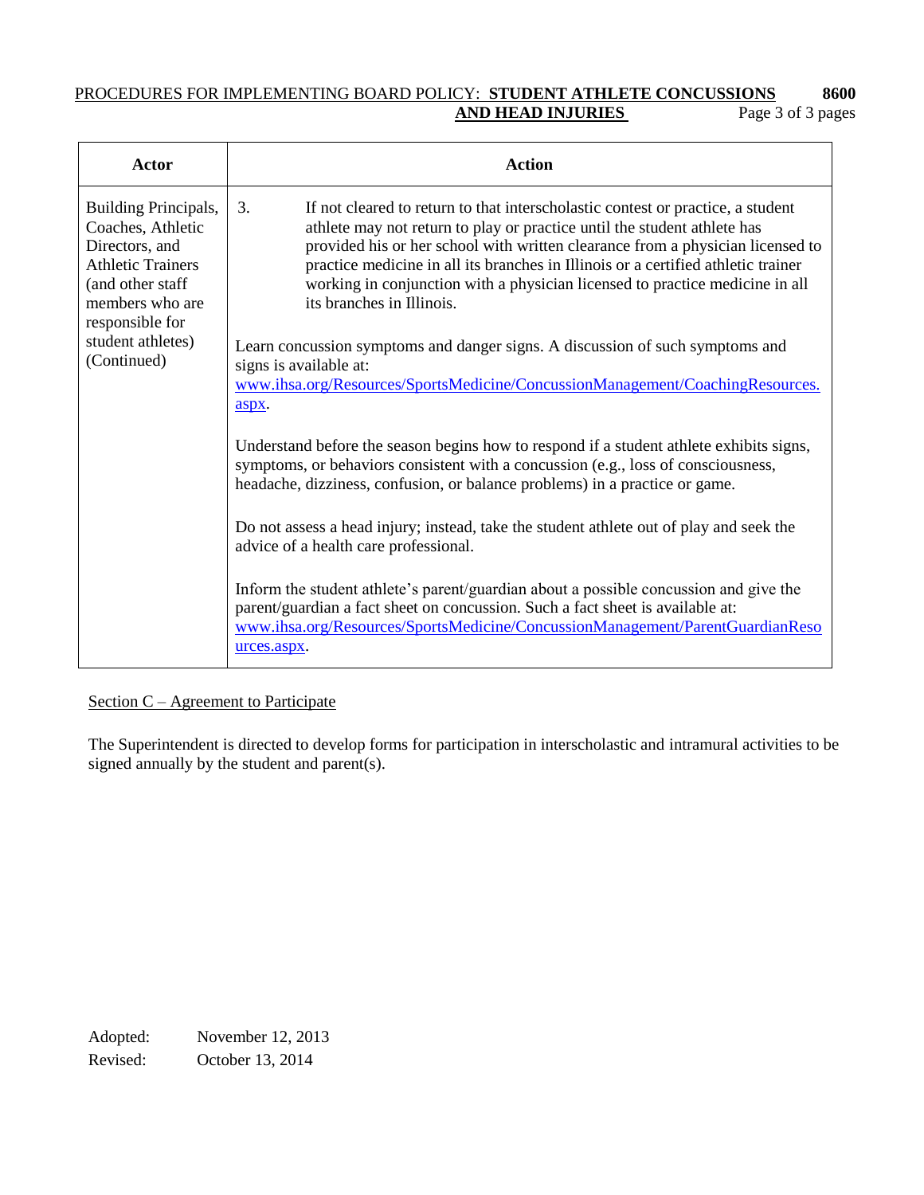| Actor | Action |
| --- | --- |
| Building Principals, Coaches, Athletic Directors, and Athletic Trainers (and other staff members who are responsible for student athletes) (Continued) | 3. If not cleared to return to that interscholastic contest or practice, a student athlete may not return to play or practice until the student athlete has provided his or her school with written clearance from a physician licensed to practice medicine in all its branches in Illinois or a certified athletic trainer working in conjunction with a physician licensed to practice medicine in all its branches in Illinois.<br><br>Learn concussion symptoms and danger signs. A discussion of such symptoms and signs is available at: www.ihsa.org/Resources/SportsMedicine/ConcussionManagement/CoachingResources.aspx.<br><br>Understand before the season begins how to respond if a student athlete exhibits signs, symptoms, or behaviors consistent with a concussion (e.g., loss of consciousness, headache, dizziness, confusion, or balance problems) in a practice or game.<br><br>Do not assess a head injury; instead, take the student athlete out of play and seek the advice of a health care professional.<br><br>Inform the student athlete's parent/guardian about a possible concussion and give the parent/guardian a fact sheet on concussion. Such a fact sheet is available at: www.ihsa.org/Resources/SportsMedicine/ConcussionManagement/ParentGuardianResources.aspx. |

Section C – Agreement to Participate

The Superintendent is directed to develop forms for participation in interscholastic and intramural activities to be signed annually by the student and parent(s).

Adopted: November 12, 2013
Revised: October 13, 2014